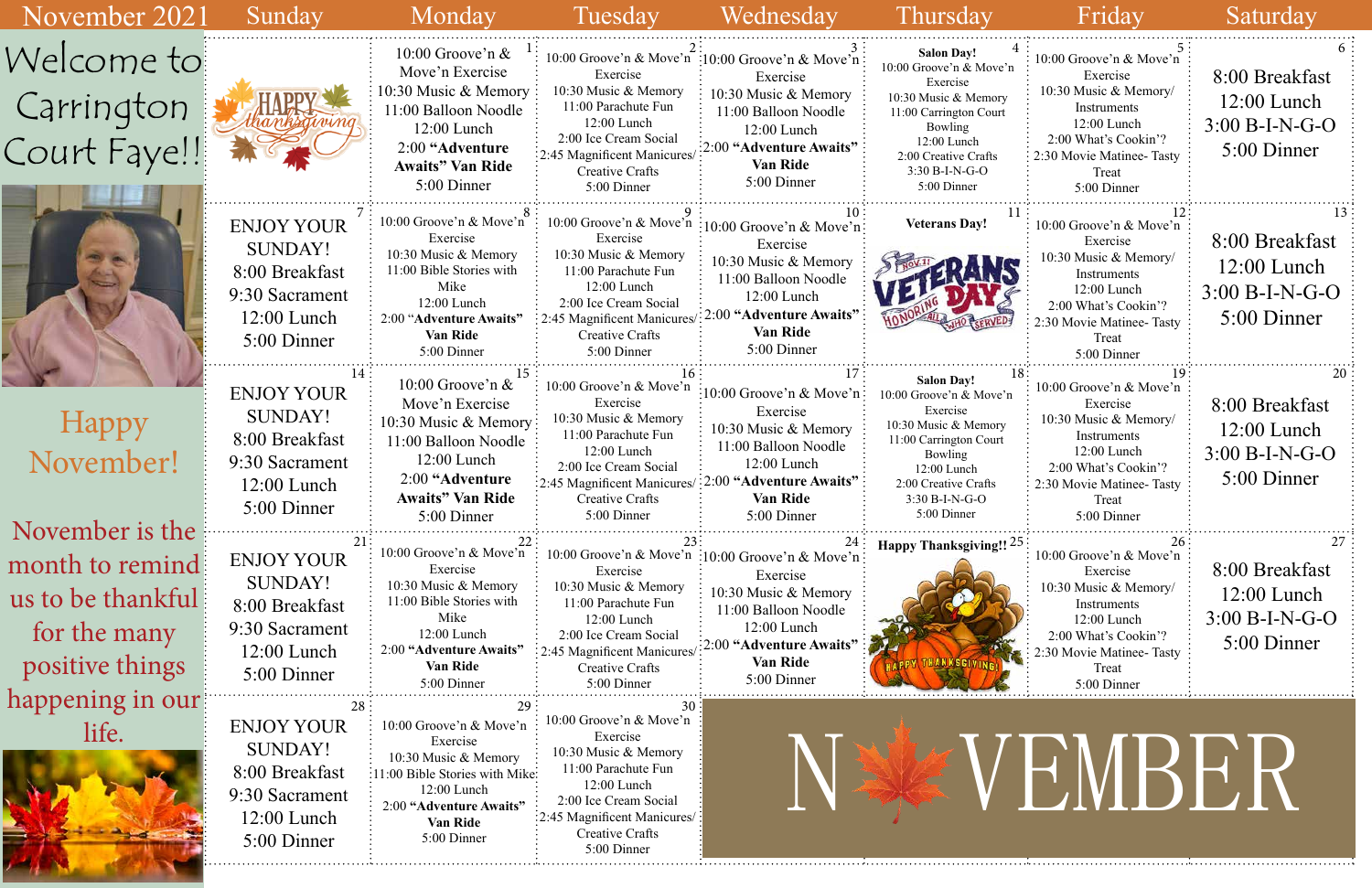# November 2021

Welcome to Carrington Court Faye!!

Happy November!

November is the month to remind us to be thankful for the many positive things happening in our life.

| Sunday | Monday | Tuesday | Wednesday | Thursday | Friday | Saturday |
|---|---|---|---|---|---|---|
| HAPPY thanksgiving | 1<br>10:00 Groove'n & Move'n Exercise<br>10:30 Music & Memory<br>11:00 Balloon Noodle<br>12:00 Lunch<br>2:00 **"Adventure Awaits" Van Ride**<br>5:00 Dinner | 2<br>10:00 Groove'n & Move'n Exercise<br>10:30 Music & Memory<br>11:00 Parachute Fun<br>12:00 Lunch<br>2:00 Ice Cream Social<br>2:45 Magnificent Manicures/ Creative Crafts<br>5:00 Dinner | 3<br>10:00 Groove'n & Move'n Exercise<br>10:30 Music & Memory<br>11:00 Balloon Noodle<br>12:00 Lunch<br>2:00 **"Adventure Awaits" Van Ride**<br>5:00 Dinner | 4<br>**Salon Day!**<br>10:00 Groove'n & Move'n Exercise<br>10:30 Music & Memory<br>11:00 Carrington Court Bowling<br>12:00 Lunch<br>2:00 Creative Crafts<br>3:30 B-I-N-G-O<br>5:00 Dinner | 5<br>10:00 Groove'n & Move'n Exercise<br>10:30 Music & Memory/ Instruments<br>12:00 Lunch<br>2:00 What's Cookin'?<br>2:30 Movie Matinee- Tasty Treat<br>5:00 Dinner | 6<br>8:00 Breakfast<br>12:00 Lunch<br>3:00 B-I-N-G-O<br>5:00 Dinner |
| 7<br>ENJOY YOUR SUNDAY!<br>8:00 Breakfast<br>9:30 Sacrament<br>12:00 Lunch<br>5:00 Dinner | 8<br>10:00 Groove'n & Move'n Exercise<br>10:30 Music & Memory<br>11:00 Bible Stories with Mike<br>12:00 Lunch<br>2:00 **"Adventure Awaits" Van Ride**<br>5:00 Dinner | 9<br>10:00 Groove'n & Move'n Exercise<br>10:30 Music & Memory<br>11:00 Parachute Fun<br>12:00 Lunch<br>2:00 Ice Cream Social<br>2:45 Magnificent Manicures/ Creative Crafts<br>5:00 Dinner | 10<br>10:00 Groove'n & Move'n Exercise<br>10:30 Music & Memory<br>11:00 Balloon Noodle<br>12:00 Lunch<br>2:00 **"Adventure Awaits" Van Ride**<br>5:00 Dinner | 11<br>**Veterans Day!**<br>NOV 11 VETERANS DAY HONORING ALL WHO SERVED | 12<br>10:00 Groove'n & Move'n Exercise<br>10:30 Music & Memory/ Instruments<br>12:00 Lunch<br>2:00 What's Cookin'?<br>2:30 Movie Matinee- Tasty Treat<br>5:00 Dinner | 13<br>8:00 Breakfast<br>12:00 Lunch<br>3:00 B-I-N-G-O<br>5:00 Dinner |
| 14<br>ENJOY YOUR SUNDAY!<br>8:00 Breakfast<br>9:30 Sacrament<br>12:00 Lunch<br>5:00 Dinner | 15<br>10:00 Groove'n & Move'n Exercise<br>10:30 Music & Memory<br>11:00 Balloon Noodle<br>12:00 Lunch<br>2:00 **"Adventure Awaits" Van Ride**<br>5:00 Dinner | 16<br>10:00 Groove'n & Move'n Exercise<br>10:30 Music & Memory<br>11:00 Parachute Fun<br>12:00 Lunch<br>2:00 Ice Cream Social<br>2:45 Magnificent Manicures/ Creative Crafts<br>5:00 Dinner | 17<br>10:00 Groove'n & Move'n Exercise<br>10:30 Music & Memory<br>11:00 Balloon Noodle<br>12:00 Lunch<br>2:00 **"Adventure Awaits" Van Ride**<br>5:00 Dinner | 18<br>**Salon Day!**<br>10:00 Groove'n & Move'n Exercise<br>10:30 Music & Memory<br>11:00 Carrington Court Bowling<br>12:00 Lunch<br>2:00 Creative Crafts<br>3:30 B-I-N-G-O<br>5:00 Dinner | 19<br>10:00 Groove'n & Move'n Exercise<br>10:30 Music & Memory/ Instruments<br>12:00 Lunch<br>2:00 What's Cookin'?<br>2:30 Movie Matinee- Tasty Treat<br>5:00 Dinner | 20<br>8:00 Breakfast<br>12:00 Lunch<br>3:00 B-I-N-G-O<br>5:00 Dinner |
| 21<br>ENJOY YOUR SUNDAY!<br>8:00 Breakfast<br>9:30 Sacrament<br>12:00 Lunch<br>5:00 Dinner | 22<br>10:00 Groove'n & Move'n Exercise<br>10:30 Music & Memory<br>11:00 Bible Stories with Mike<br>12:00 Lunch<br>2:00 **"Adventure Awaits" Van Ride**<br>5:00 Dinner | 23<br>10:00 Groove'n & Move'n Exercise<br>10:30 Music & Memory<br>11:00 Parachute Fun<br>12:00 Lunch<br>2:00 Ice Cream Social<br>2:45 Magnificent Manicures/ Creative Crafts<br>5:00 Dinner | 24<br>10:00 Groove'n & Move'n Exercise<br>10:30 Music & Memory<br>11:00 Balloon Noodle<br>12:00 Lunch<br>2:00 **"Adventure Awaits" Van Ride**<br>5:00 Dinner | 25<br>**Happy Thanksgiving!!**<br>HAPPY THANKSGIVING | 26<br>10:00 Groove'n & Move'n Exercise<br>10:30 Music & Memory/ Instruments<br>12:00 Lunch<br>2:00 What's Cookin'?<br>2:30 Movie Matinee- Tasty Treat<br>5:00 Dinner | 27<br>8:00 Breakfast<br>12:00 Lunch<br>3:00 B-I-N-G-O<br>5:00 Dinner |
| 28<br>ENJOY YOUR SUNDAY!<br>8:00 Breakfast<br>9:30 Sacrament<br>12:00 Lunch<br>5:00 Dinner | 29<br>10:00 Groove'n & Move'n Exercise<br>10:30 Music & Memory<br>11:00 Bible Stories with Mike<br>12:00 Lunch<br>2:00 **"Adventure Awaits" Van Ride**<br>5:00 Dinner | 30<br>10:00 Groove'n & Move'n Exercise<br>10:30 Music & Memory<br>11:00 Parachute Fun<br>12:00 Lunch<br>2:00 Ice Cream Social<br>2:45 Magnificent Manicures/ Creative Crafts<br>5:00 Dinner | NOVEMBER | | | |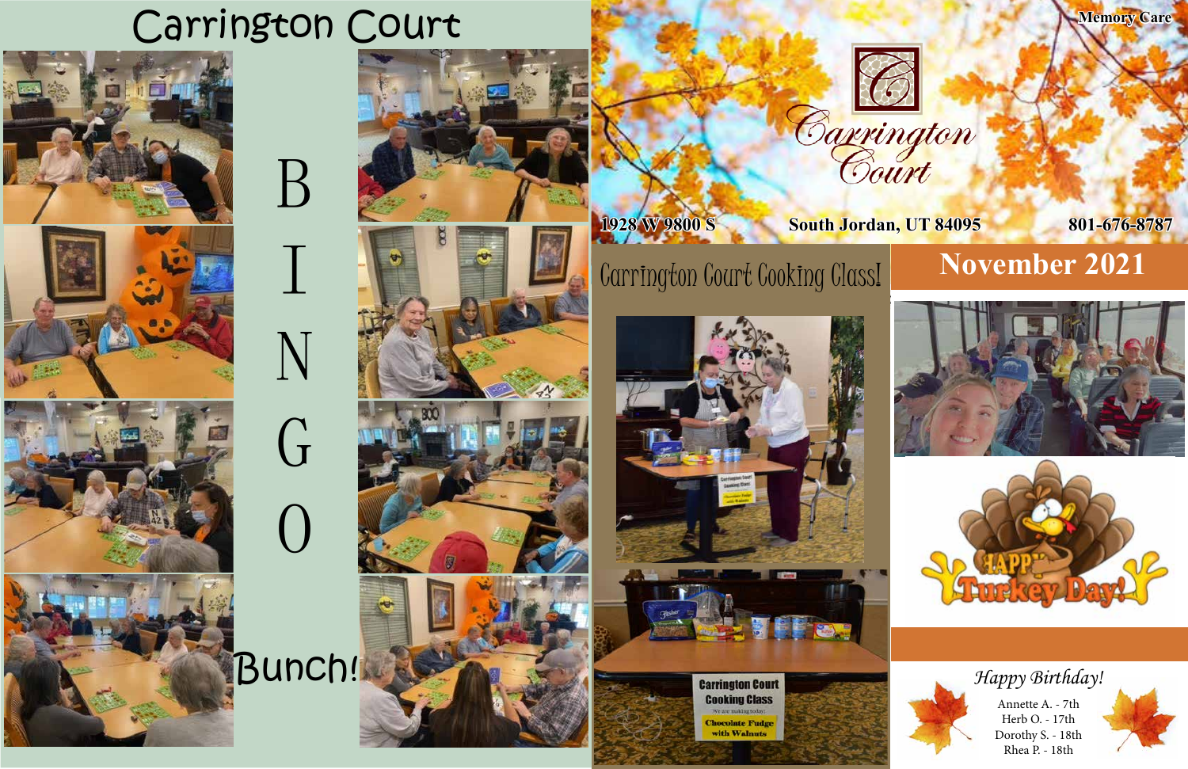# Carrington Court

BINGO Bunch!

Memory Care

Carrington Court

1928 W 9800 S South Jordan, UT 84095 801-676-8787

## Carrington Court Cooking Class!

Carrington Court Cooking Class
We are making today:
Chocolate Fudge with Walnuts

## November 2021

HAPPY Turkey Day!

*Happy Birthday!*

Annette A. - 7th
Herb O. - 17th
Dorothy S. - 18th
Rhea P. - 18th